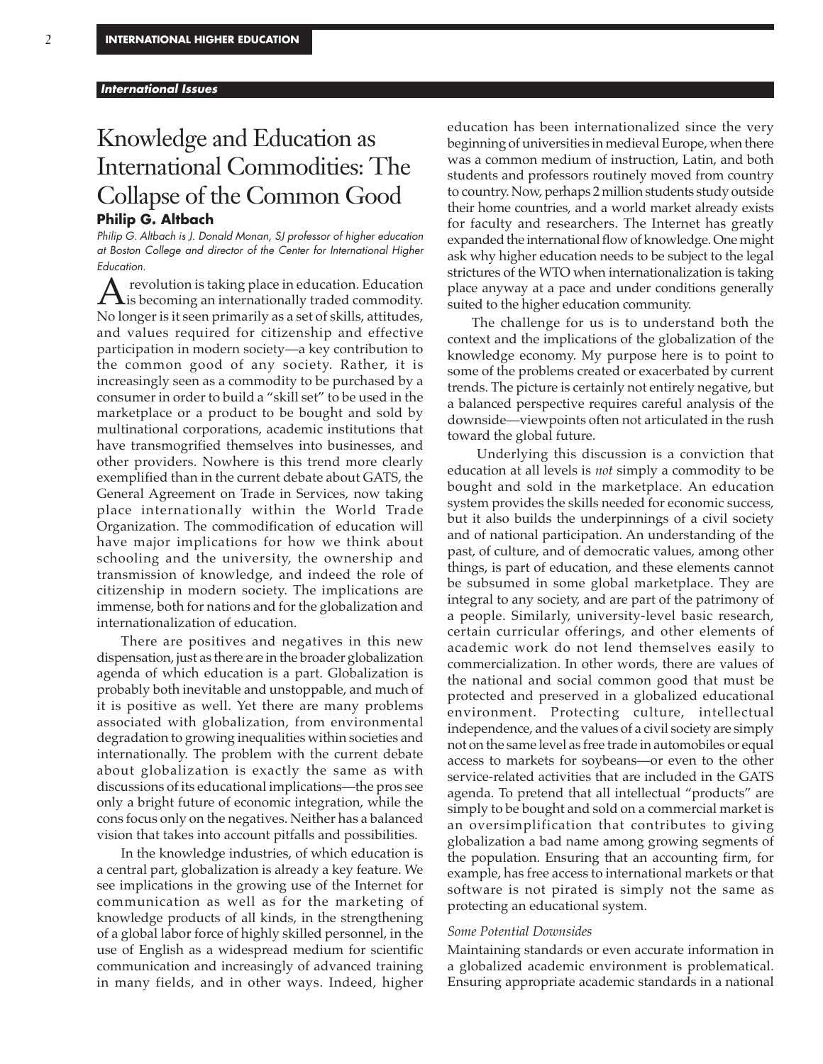*International Issues*

# Knowledge and Education as International Commodities: The Collapse of the Common Good

**Philip G. Altbach**

*Philip G. Altbach is J. Donald Monan, SJ professor of higher education at Boston College and director of the Center for International Higher Education.*

A revolution is taking place in education. Education is becoming an internationally traded commodity. No longer is it seen primarily as a set of skills, attitudes, and values required for citizenship and effective participation in modern society—a key contribution to the common good of any society. Rather, it is increasingly seen as a commodity to be purchased by a consumer in order to build a "skill set" to be used in the marketplace or a product to be bought and sold by multinational corporations, academic institutions that have transmogrified themselves into businesses, and other providers. Nowhere is this trend more clearly exemplified than in the current debate about GATS, the General Agreement on Trade in Services, now taking place internationally within the World Trade Organization. The commodification of education will have major implications for how we think about schooling and the university, the ownership and transmission of knowledge, and indeed the role of citizenship in modern society. The implications are immense, both for nations and for the globalization and internationalization of education.

There are positives and negatives in this new dispensation, just as there are in the broader globalization agenda of which education is a part. Globalization is probably both inevitable and unstoppable, and much of it is positive as well. Yet there are many problems associated with globalization, from environmental degradation to growing inequalities within societies and internationally. The problem with the current debate about globalization is exactly the same as with discussions of its educational implications—the pros see only a bright future of economic integration, while the cons focus only on the negatives. Neither has a balanced vision that takes into account pitfalls and possibilities.

In the knowledge industries, of which education is a central part, globalization is already a key feature. We see implications in the growing use of the Internet for communication as well as for the marketing of knowledge products of all kinds, in the strengthening of a global labor force of highly skilled personnel, in the use of English as a widespread medium for scientific communication and increasingly of advanced training in many fields, and in other ways. Indeed, higher education has been internationalized since the very beginning of universities in medieval Europe, when there was a common medium of instruction, Latin, and both students and professors routinely moved from country to country. Now, perhaps 2 million students study outside their home countries, and a world market already exists for faculty and researchers. The Internet has greatly expanded the international flow of knowledge. One might ask why higher education needs to be subject to the legal strictures of the WTO when internationalization is taking place anyway at a pace and under conditions generally suited to the higher education community.

The challenge for us is to understand both the context and the implications of the globalization of the knowledge economy. My purpose here is to point to some of the problems created or exacerbated by current trends. The picture is certainly not entirely negative, but a balanced perspective requires careful analysis of the downside—viewpoints often not articulated in the rush toward the global future.

Underlying this discussion is a conviction that education at all levels is *not* simply a commodity to be bought and sold in the marketplace. An education system provides the skills needed for economic success, but it also builds the underpinnings of a civil society and of national participation. An understanding of the past, of culture, and of democratic values, among other things, is part of education, and these elements cannot be subsumed in some global marketplace. They are integral to any society, and are part of the patrimony of a people. Similarly, university-level basic research, certain curricular offerings, and other elements of academic work do not lend themselves easily to commercialization. In other words, there are values of the national and social common good that must be protected and preserved in a globalized educational environment. Protecting culture, intellectual independence, and the values of a civil society are simply not on the same level as free trade in automobiles or equal access to markets for soybeans—or even to the other service-related activities that are included in the GATS agenda. To pretend that all intellectual "products" are simply to be bought and sold on a commercial market is an oversimplification that contributes to giving globalization a bad name among growing segments of the population. Ensuring that an accounting firm, for example, has free access to international markets or that software is not pirated is simply not the same as protecting an educational system.

### *Some Potential Downsides*

Maintaining standards or even accurate information in a globalized academic environment is problematical. Ensuring appropriate academic standards in a national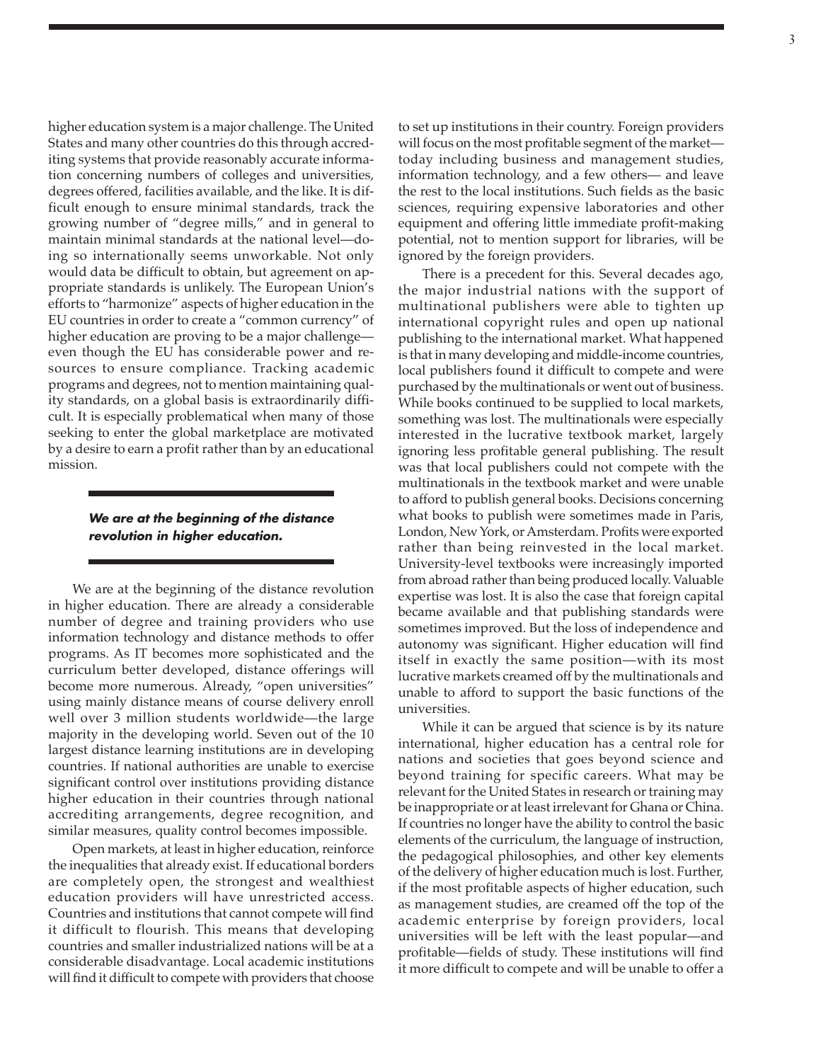higher education system is a major challenge. The United States and many other countries do this through accrediting systems that provide reasonably accurate information concerning numbers of colleges and universities, degrees offered, facilities available, and the like. It is difficult enough to ensure minimal standards, track the growing number of "degree mills," and in general to maintain minimal standards at the national level—doing so internationally seems unworkable. Not only would data be difficult to obtain, but agreement on appropriate standards is unlikely. The European Union's efforts to "harmonize" aspects of higher education in the EU countries in order to create a "common currency" of higher education are proving to be a major challenge—even though the EU has considerable power and resources to ensure compliance. Tracking academic programs and degrees, not to mention maintaining quality standards, on a global basis is extraordinarily difficult. It is especially problematical when many of those seeking to enter the global marketplace are motivated by a desire to earn a profit rather than by an educational mission.

***We are at the beginning of the distance revolution in higher education.***

We are at the beginning of the distance revolution in higher education. There are already a considerable number of degree and training providers who use information technology and distance methods to offer programs. As IT becomes more sophisticated and the curriculum better developed, distance offerings will become more numerous. Already, "open universities" using mainly distance means of course delivery enroll well over 3 million students worldwide—the large majority in the developing world. Seven out of the 10 largest distance learning institutions are in developing countries. If national authorities are unable to exercise significant control over institutions providing distance higher education in their countries through national accrediting arrangements, degree recognition, and similar measures, quality control becomes impossible.

Open markets, at least in higher education, reinforce the inequalities that already exist. If educational borders are completely open, the strongest and wealthiest education providers will have unrestricted access. Countries and institutions that cannot compete will find it difficult to flourish. This means that developing countries and smaller industrialized nations will be at a considerable disadvantage. Local academic institutions will find it difficult to compete with providers that choose to set up institutions in their country. Foreign providers will focus on the most profitable segment of the market—today including business and management studies, information technology, and a few others— and leave the rest to the local institutions. Such fields as the basic sciences, requiring expensive laboratories and other equipment and offering little immediate profit-making potential, not to mention support for libraries, will be ignored by the foreign providers.

There is a precedent for this. Several decades ago, the major industrial nations with the support of multinational publishers were able to tighten up international copyright rules and open up national publishing to the international market. What happened is that in many developing and middle-income countries, local publishers found it difficult to compete and were purchased by the multinationals or went out of business. While books continued to be supplied to local markets, something was lost. The multinationals were especially interested in the lucrative textbook market, largely ignoring less profitable general publishing. The result was that local publishers could not compete with the multinationals in the textbook market and were unable to afford to publish general books. Decisions concerning what books to publish were sometimes made in Paris, London, New York, or Amsterdam. Profits were exported rather than being reinvested in the local market. University-level textbooks were increasingly imported from abroad rather than being produced locally. Valuable expertise was lost. It is also the case that foreign capital became available and that publishing standards were sometimes improved. But the loss of independence and autonomy was significant. Higher education will find itself in exactly the same position—with its most lucrative markets creamed off by the multinationals and unable to afford to support the basic functions of the universities.

While it can be argued that science is by its nature international, higher education has a central role for nations and societies that goes beyond science and beyond training for specific careers. What may be relevant for the United States in research or training may be inappropriate or at least irrelevant for Ghana or China. If countries no longer have the ability to control the basic elements of the curriculum, the language of instruction, the pedagogical philosophies, and other key elements of the delivery of higher education much is lost. Further, if the most profitable aspects of higher education, such as management studies, are creamed off the top of the academic enterprise by foreign providers, local universities will be left with the least popular—and profitable—fields of study. These institutions will find it more difficult to compete and will be unable to offer a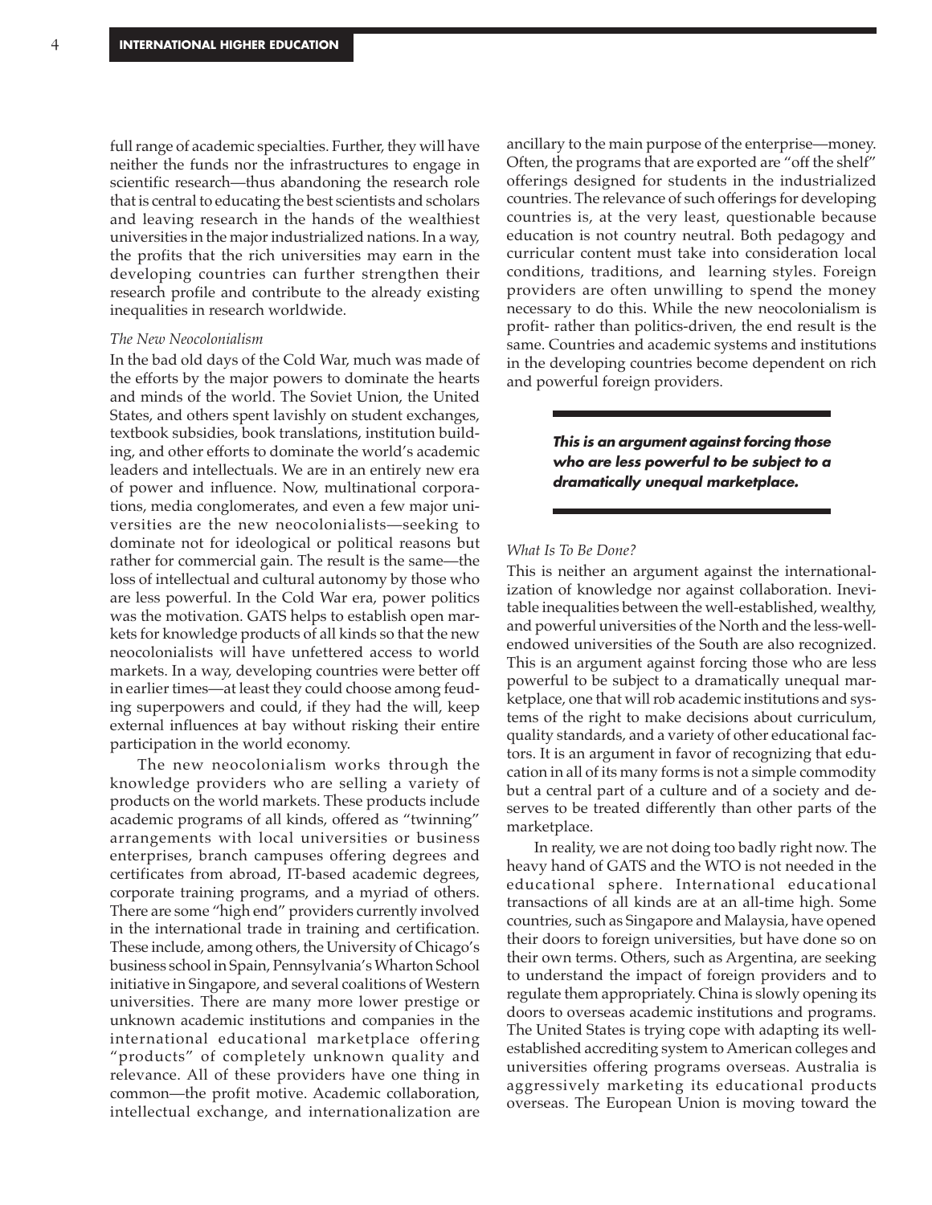full range of academic specialties. Further, they will have neither the funds nor the infrastructures to engage in scientific research—thus abandoning the research role that is central to educating the best scientists and scholars and leaving research in the hands of the wealthiest universities in the major industrialized nations. In a way, the profits that the rich universities may earn in the developing countries can further strengthen their research profile and contribute to the already existing inequalities in research worldwide.

### *The New Neocolonialism*

In the bad old days of the Cold War, much was made of the efforts by the major powers to dominate the hearts and minds of the world. The Soviet Union, the United States, and others spent lavishly on student exchanges, textbook subsidies, book translations, institution building, and other efforts to dominate the world's academic leaders and intellectuals. We are in an entirely new era of power and influence. Now, multinational corporations, media conglomerates, and even a few major universities are the new neocolonialists—seeking to dominate not for ideological or political reasons but rather for commercial gain. The result is the same—the loss of intellectual and cultural autonomy by those who are less powerful. In the Cold War era, power politics was the motivation. GATS helps to establish open markets for knowledge products of all kinds so that the new neocolonialists will have unfettered access to world markets. In a way, developing countries were better off in earlier times—at least they could choose among feuding superpowers and could, if they had the will, keep external influences at bay without risking their entire participation in the world economy.

The new neocolonialism works through the knowledge providers who are selling a variety of products on the world markets. These products include academic programs of all kinds, offered as "twinning" arrangements with local universities or business enterprises, branch campuses offering degrees and certificates from abroad, IT-based academic degrees, corporate training programs, and a myriad of others. There are some "high end" providers currently involved in the international trade in training and certification. These include, among others, the University of Chicago's business school in Spain, Pennsylvania's Wharton School initiative in Singapore, and several coalitions of Western universities. There are many more lower prestige or unknown academic institutions and companies in the international educational marketplace offering "products" of completely unknown quality and relevance. All of these providers have one thing in common—the profit motive. Academic collaboration, intellectual exchange, and internationalization are ancillary to the main purpose of the enterprise—money. Often, the programs that are exported are "off the shelf" offerings designed for students in the industrialized countries. The relevance of such offerings for developing countries is, at the very least, questionable because education is not country neutral. Both pedagogy and curricular content must take into consideration local conditions, traditions, and learning styles. Foreign providers are often unwilling to spend the money necessary to do this. While the new neocolonialism is profit- rather than politics-driven, the end result is the same. Countries and academic systems and institutions in the developing countries become dependent on rich and powerful foreign providers.

***This is an argument against forcing those who are less powerful to be subject to a dramatically unequal marketplace.***

### *What Is To Be Done?*

This is neither an argument against the internationalization of knowledge nor against collaboration. Inevitable inequalities between the well-established, wealthy, and powerful universities of the North and the less-well-endowed universities of the South are also recognized. This is an argument against forcing those who are less powerful to be subject to a dramatically unequal marketplace, one that will rob academic institutions and systems of the right to make decisions about curriculum, quality standards, and a variety of other educational factors. It is an argument in favor of recognizing that education in all of its many forms is not a simple commodity but a central part of a culture and of a society and deserves to be treated differently than other parts of the marketplace.

In reality, we are not doing too badly right now. The heavy hand of GATS and the WTO is not needed in the educational sphere. International educational transactions of all kinds are at an all-time high. Some countries, such as Singapore and Malaysia, have opened their doors to foreign universities, but have done so on their own terms. Others, such as Argentina, are seeking to understand the impact of foreign providers and to regulate them appropriately. China is slowly opening its doors to overseas academic institutions and programs. The United States is trying cope with adapting its well-established accrediting system to American colleges and universities offering programs overseas. Australia is aggressively marketing its educational products overseas. The European Union is moving toward the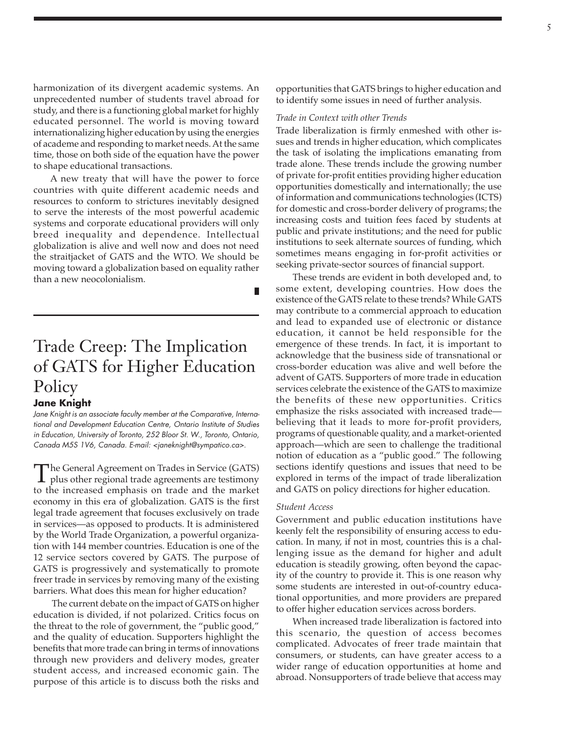harmonization of its divergent academic systems. An unprecedented number of students travel abroad for study, and there is a functioning global market for highly educated personnel. The world is moving toward internationalizing higher education by using the energies of academe and responding to market needs. At the same time, those on both side of the equation have the power to shape educational transactions.

A new treaty that will have the power to force countries with quite different academic needs and resources to conform to strictures inevitably designed to serve the interests of the most powerful academic systems and corporate educational providers will only breed inequality and dependence. Intellectual globalization is alive and well now and does not need the straitjacket of GATS and the WTO. We should be moving toward a globalization based on equality rather than a new neocolonialism.

# Trade Creep: The Implication of GATS for Higher Education Policy

**Jane Knight**

*Jane Knight is an associate faculty member at the Comparative, International and Development Education Centre, Ontario Institute of Studies in Education, University of Toronto, 252 Bloor St. W., Toronto, Ontario, Canada M5S 1V6, Canada. E-mail: <janeknight@sympatico.ca>.*

The General Agreement on Trades in Service (GATS) plus other regional trade agreements are testimony to the increased emphasis on trade and the market economy in this era of globalization. GATS is the first legal trade agreement that focuses exclusively on trade in services—as opposed to products. It is administered by the World Trade Organization, a powerful organization with 144 member countries. Education is one of the 12 service sectors covered by GATS. The purpose of GATS is progressively and systematically to promote freer trade in services by removing many of the existing barriers. What does this mean for higher education?

The current debate on the impact of GATS on higher education is divided, if not polarized. Critics focus on the threat to the role of government, the "public good," and the quality of education. Supporters highlight the benefits that more trade can bring in terms of innovations through new providers and delivery modes, greater student access, and increased economic gain. The purpose of this article is to discuss both the risks and opportunities that GATS brings to higher education and to identify some issues in need of further analysis.

*Trade in Context with other Trends*

Trade liberalization is firmly enmeshed with other issues and trends in higher education, which complicates the task of isolating the implications emanating from trade alone. These trends include the growing number of private for-profit entities providing higher education opportunities domestically and internationally; the use of information and communications technologies (ICTS) for domestic and cross-border delivery of programs; the increasing costs and tuition fees faced by students at public and private institutions; and the need for public institutions to seek alternate sources of funding, which sometimes means engaging in for-profit activities or seeking private-sector sources of financial support.

These trends are evident in both developed and, to some extent, developing countries. How does the existence of the GATS relate to these trends? While GATS may contribute to a commercial approach to education and lead to expanded use of electronic or distance education, it cannot be held responsible for the emergence of these trends. In fact, it is important to acknowledge that the business side of transnational or cross-border education was alive and well before the advent of GATS. Supporters of more trade in education services celebrate the existence of the GATS to maximize the benefits of these new opportunities. Critics emphasize the risks associated with increased trade—believing that it leads to more for-profit providers, programs of questionable quality, and a market-oriented approach—which are seen to challenge the traditional notion of education as a "public good." The following sections identify questions and issues that need to be explored in terms of the impact of trade liberalization and GATS on policy directions for higher education.

*Student Access*

Government and public education institutions have keenly felt the responsibility of ensuring access to education. In many, if not in most, countries this is a challenging issue as the demand for higher and adult education is steadily growing, often beyond the capacity of the country to provide it. This is one reason why some students are interested in out-of-country educational opportunities, and more providers are prepared to offer higher education services across borders.

When increased trade liberalization is factored into this scenario, the question of access becomes complicated. Advocates of freer trade maintain that consumers, or students, can have greater access to a wider range of education opportunities at home and abroad. Nonsupporters of trade believe that access may